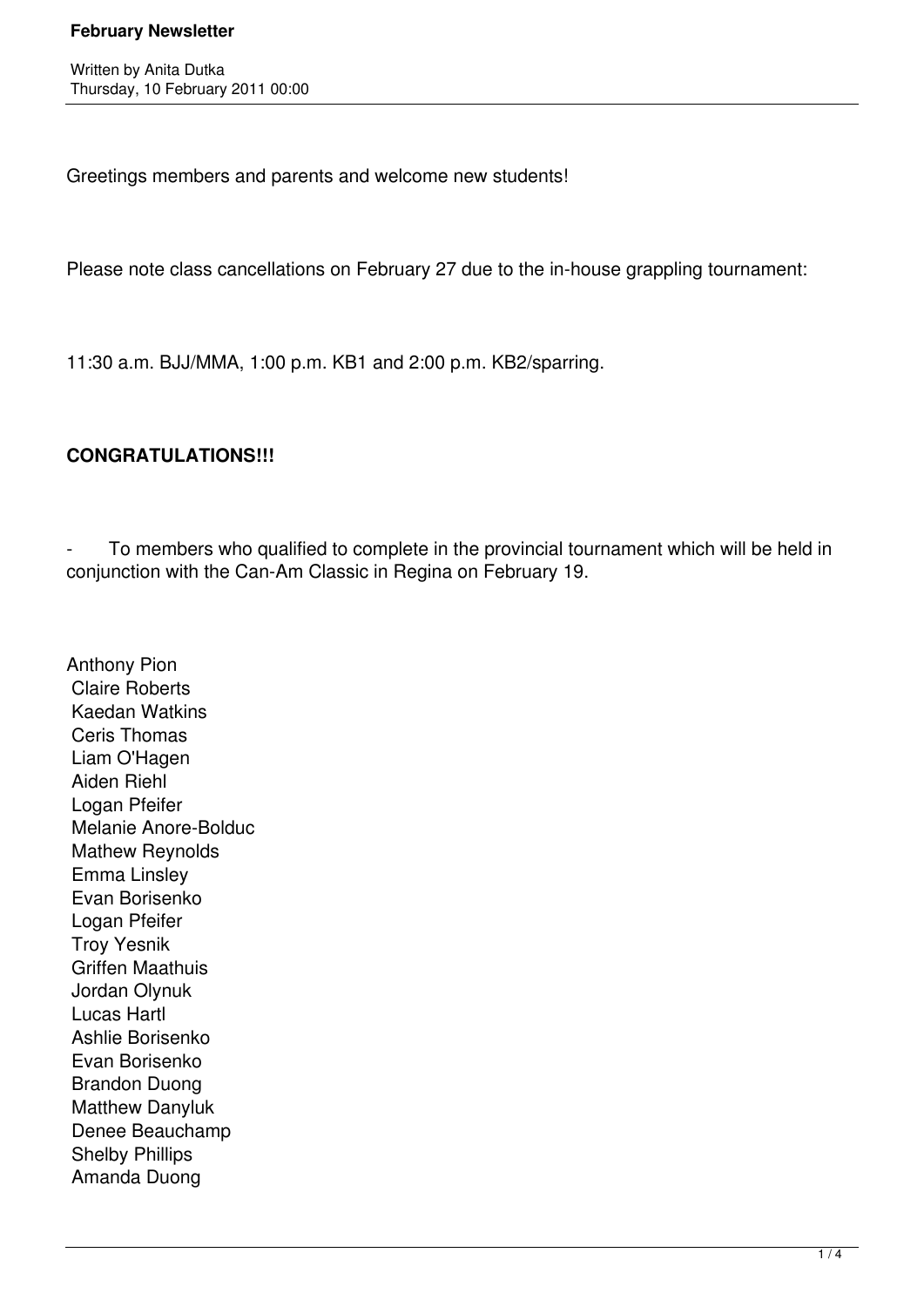Greetings members and parents and welcome new students!

Please note class cancellations on February 27 due to the in-house grappling tournament:

11:30 a.m. BJJ/MMA, 1:00 p.m. KB1 and 2:00 p.m. KB2/sparring.

**CONGRATULATIONS!!!**

- To members who qualified to complete in the provincial tournament which will be held in conjunction with the Can-Am Classic in Regina on February 19.

Anthony Pion
Claire Roberts
Kaedan Watkins
Ceris Thomas
Liam O'Hagen
Aiden Riehl
Logan Pfeifer
Melanie Anore-Bolduc
Mathew Reynolds
Emma Linsley
Evan Borisenko
Logan Pfeifer
Troy Yesnik
Griffen Maathuis
Jordan Olynuk
Lucas Hartl
Ashlie Borisenko
Evan Borisenko
Brandon Duong
Matthew Danyluk
Denee Beauchamp
Shelby Phillips
Amanda Duong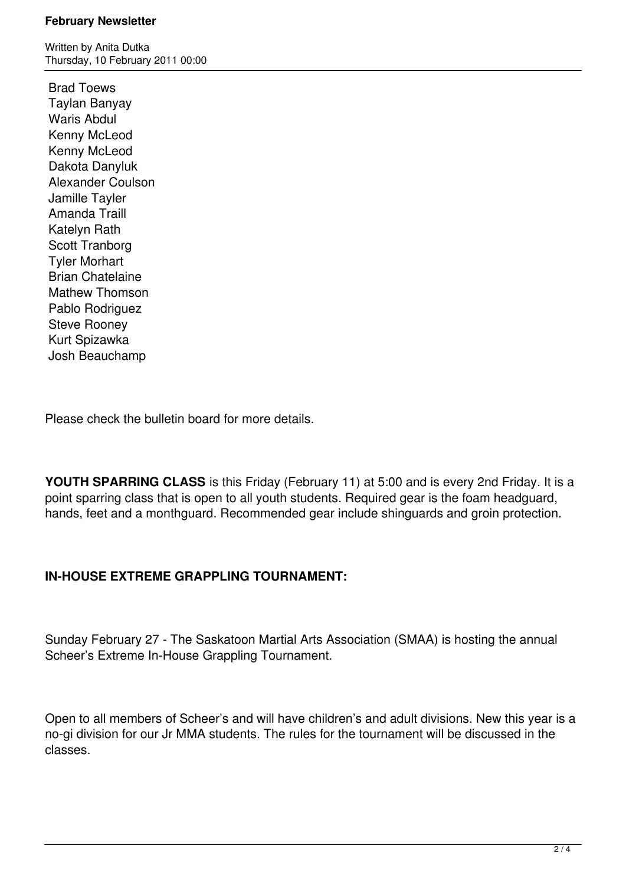Brad Toews
Taylan Banyay
Waris Abdul
Kenny McLeod
Kenny McLeod
Dakota Danyluk
Alexander Coulson
Jamille Tayler
Amanda Traill
Katelyn Rath
Scott Tranborg
Tyler Morhart
Brian Chatelaine
Mathew Thomson
Pablo Rodriguez
Steve Rooney
Kurt Spizawka
Josh Beauchamp

Please check the bulletin board for more details.

**YOUTH SPARRING CLASS** is this Friday (February 11) at 5:00 and is every 2nd Friday. It is a point sparring class that is open to all youth students. Required gear is the foam headguard, hands, feet and a monthguard. Recommended gear include shinguards and groin protection.

**IN-HOUSE EXTREME GRAPPLING TOURNAMENT:**

Sunday February 27 - The Saskatoon Martial Arts Association (SMAA) is hosting the annual Scheer's Extreme In-House Grappling Tournament.

Open to all members of Scheer's and will have children's and adult divisions. New this year is a no-gi division for our Jr MMA students. The rules for the tournament will be discussed in the classes.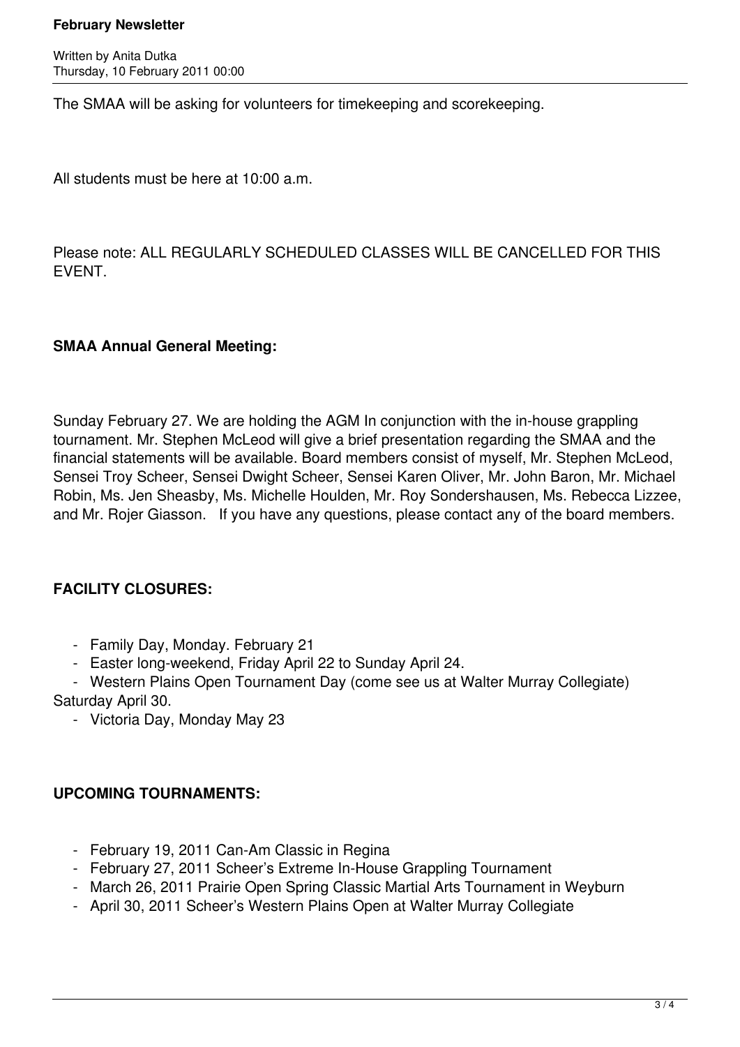The SMAA will be asking for volunteers for timekeeping and scorekeeping.

All students must be here at 10:00 a.m.

Please note: ALL REGULARLY SCHEDULED CLASSES WILL BE CANCELLED FOR THIS EVENT.

**SMAA Annual General Meeting:**

Sunday February 27. We are holding the AGM In conjunction with the in-house grappling tournament. Mr. Stephen McLeod will give a brief presentation regarding the SMAA and the financial statements will be available. Board members consist of myself, Mr. Stephen McLeod, Sensei Troy Scheer, Sensei Dwight Scheer, Sensei Karen Oliver, Mr. John Baron, Mr. Michael Robin, Ms. Jen Sheasby, Ms. Michelle Houlden, Mr. Roy Sondershausen, Ms. Rebecca Lizzee, and Mr. Rojer Giasson. If you have any questions, please contact any of the board members.

**FACILITY CLOSURES:**

- Family Day, Monday. February 21
- Easter long-weekend, Friday April 22 to Sunday April 24.
- Western Plains Open Tournament Day (come see us at Walter Murray Collegiate) Saturday April 30.
- Victoria Day, Monday May 23

**UPCOMING TOURNAMENTS:**

- February 19, 2011 Can-Am Classic in Regina
- February 27, 2011 Scheer's Extreme In-House Grappling Tournament
- March 26, 2011 Prairie Open Spring Classic Martial Arts Tournament in Weyburn
- April 30, 2011 Scheer's Western Plains Open at Walter Murray Collegiate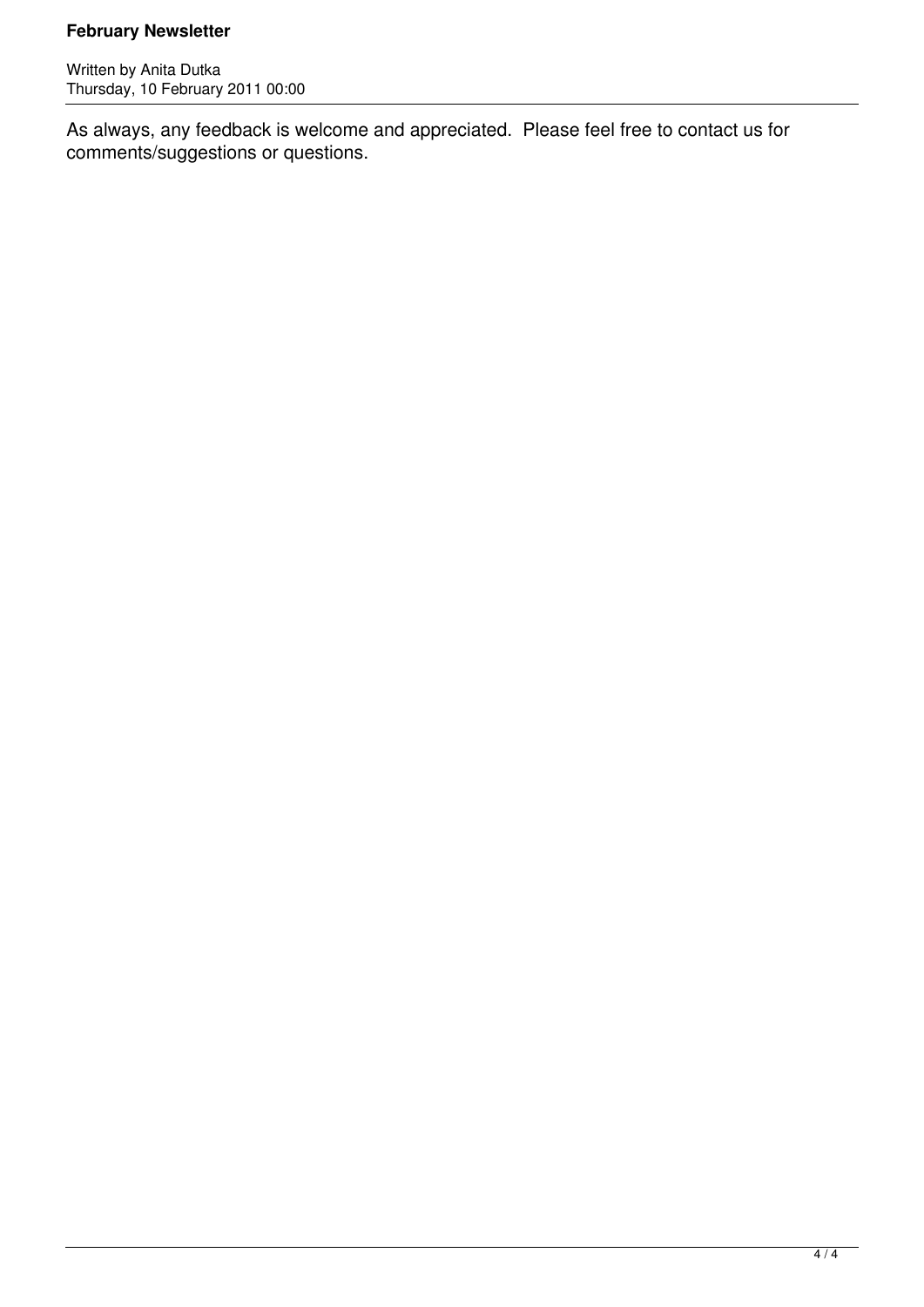As always, any feedback is welcome and appreciated. Please feel free to contact us for comments/suggestions or questions.